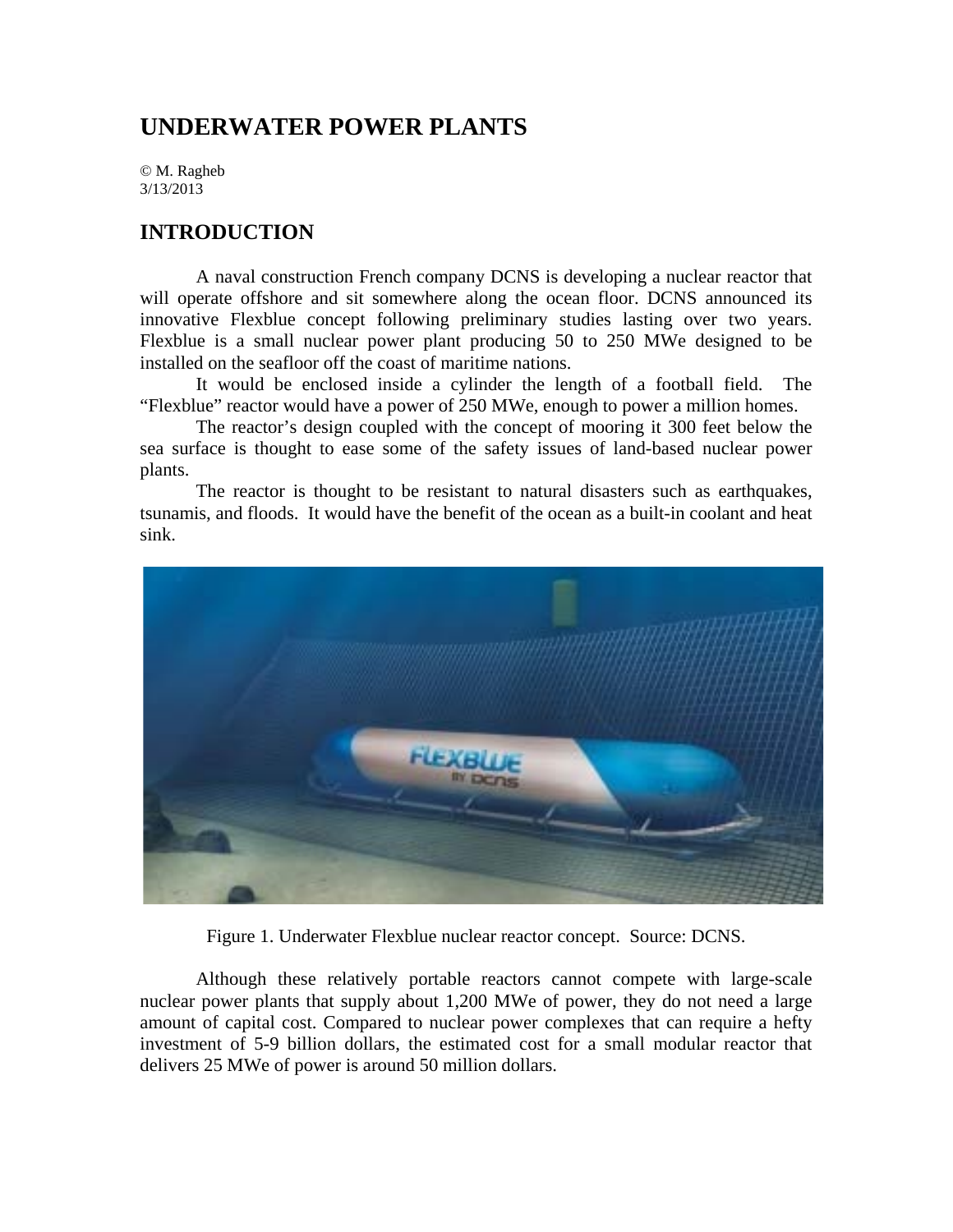# UNDERWATER POWER PLANTS

© M. Ragheb
3/13/2013

## INTRODUCTION

A naval construction French company DCNS is developing a nuclear reactor that will operate offshore and sit somewhere along the ocean floor. DCNS announced its innovative Flexblue concept following preliminary studies lasting over two years. Flexblue is a small nuclear power plant producing 50 to 250 MWe designed to be installed on the seafloor off the coast of maritime nations.

It would be enclosed inside a cylinder the length of a football field. The "Flexblue" reactor would have a power of 250 MWe, enough to power a million homes.

The reactor's design coupled with the concept of mooring it 300 feet below the sea surface is thought to ease some of the safety issues of land-based nuclear power plants.

The reactor is thought to be resistant to natural disasters such as earthquakes, tsunamis, and floods. It would have the benefit of the ocean as a built-in coolant and heat sink.

Figure 1. Underwater Flexblue nuclear reactor concept. Source: DCNS.

Although these relatively portable reactors cannot compete with large-scale nuclear power plants that supply about 1,200 MWe of power, they do not need a large amount of capital cost. Compared to nuclear power complexes that can require a hefty investment of 5-9 billion dollars, the estimated cost for a small modular reactor that delivers 25 MWe of power is around 50 million dollars.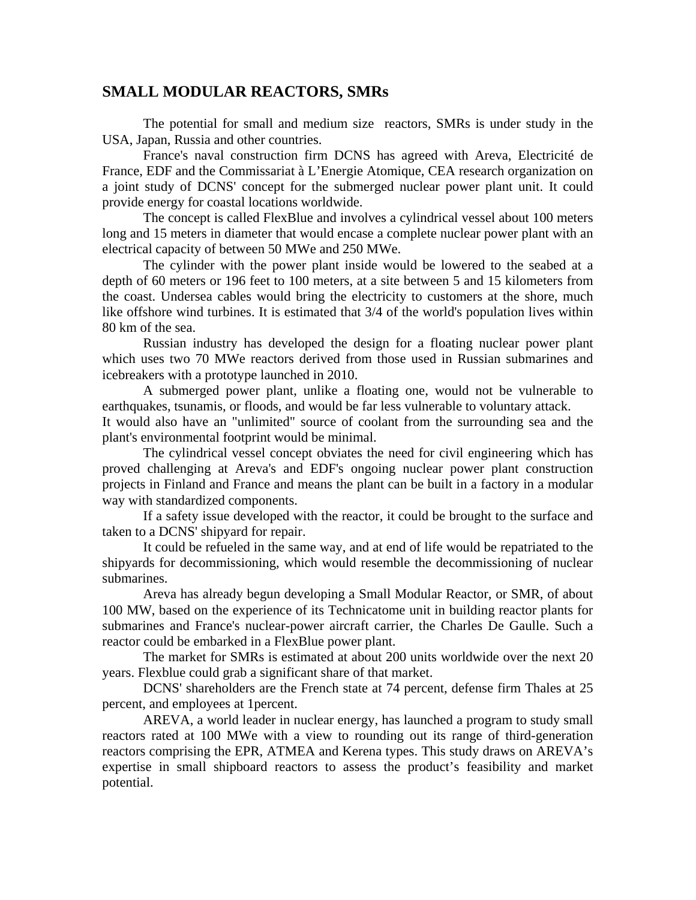## SMALL MODULAR REACTORS, SMRs

The potential for small and medium size reactors, SMRs is under study in the USA, Japan, Russia and other countries.

France's naval construction firm DCNS has agreed with Areva, Electricité de France, EDF and the Commissariat à L'Energie Atomique, CEA research organization on a joint study of DCNS' concept for the submerged nuclear power plant unit. It could provide energy for coastal locations worldwide.

The concept is called FlexBlue and involves a cylindrical vessel about 100 meters long and 15 meters in diameter that would encase a complete nuclear power plant with an electrical capacity of between 50 MWe and 250 MWe.

The cylinder with the power plant inside would be lowered to the seabed at a depth of 60 meters or 196 feet to 100 meters, at a site between 5 and 15 kilometers from the coast. Undersea cables would bring the electricity to customers at the shore, much like offshore wind turbines. It is estimated that 3/4 of the world's population lives within 80 km of the sea.

Russian industry has developed the design for a floating nuclear power plant which uses two 70 MWe reactors derived from those used in Russian submarines and icebreakers with a prototype launched in 2010.

A submerged power plant, unlike a floating one, would not be vulnerable to earthquakes, tsunamis, or floods, and would be far less vulnerable to voluntary attack.
It would also have an "unlimited" source of coolant from the surrounding sea and the plant's environmental footprint would be minimal.

The cylindrical vessel concept obviates the need for civil engineering which has proved challenging at Areva's and EDF's ongoing nuclear power plant construction projects in Finland and France and means the plant can be built in a factory in a modular way with standardized components.

If a safety issue developed with the reactor, it could be brought to the surface and taken to a DCNS' shipyard for repair.

It could be refueled in the same way, and at end of life would be repatriated to the shipyards for decommissioning, which would resemble the decommissioning of nuclear submarines.

Areva has already begun developing a Small Modular Reactor, or SMR, of about 100 MW, based on the experience of its Technicatome unit in building reactor plants for submarines and France's nuclear-power aircraft carrier, the Charles De Gaulle. Such a reactor could be embarked in a FlexBlue power plant.

The market for SMRs is estimated at about 200 units worldwide over the next 20 years. Flexblue could grab a significant share of that market.

DCNS' shareholders are the French state at 74 percent, defense firm Thales at 25 percent, and employees at 1percent.

AREVA, a world leader in nuclear energy, has launched a program to study small reactors rated at 100 MWe with a view to rounding out its range of third-generation reactors comprising the EPR, ATMEA and Kerena types. This study draws on AREVA's expertise in small shipboard reactors to assess the product's feasibility and market potential.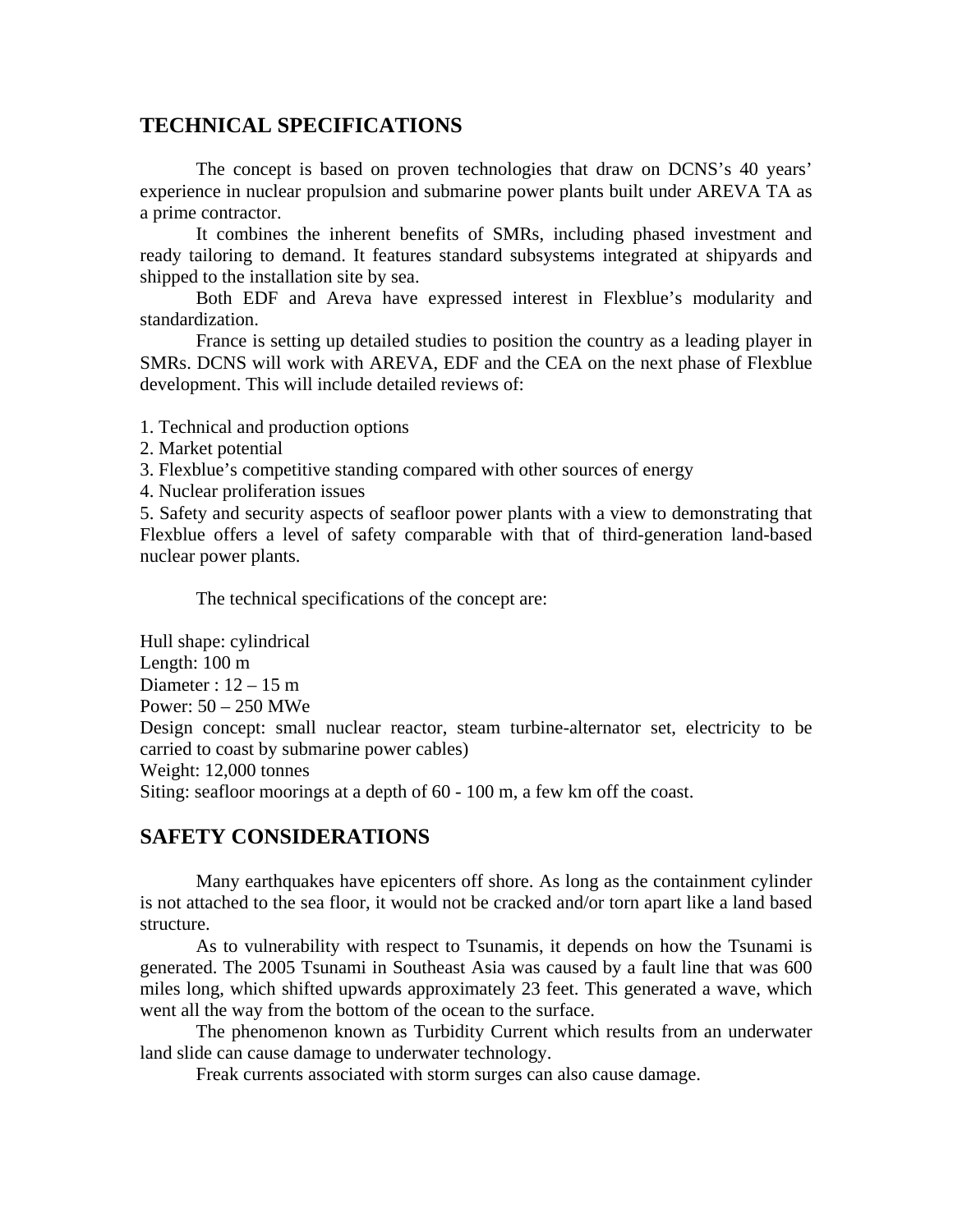## TECHNICAL SPECIFICATIONS

The concept is based on proven technologies that draw on DCNS's 40 years' experience in nuclear propulsion and submarine power plants built under AREVA TA as a prime contractor.

It combines the inherent benefits of SMRs, including phased investment and ready tailoring to demand. It features standard subsystems integrated at shipyards and shipped to the installation site by sea.

Both EDF and Areva have expressed interest in Flexblue's modularity and standardization.

France is setting up detailed studies to position the country as a leading player in SMRs. DCNS will work with AREVA, EDF and the CEA on the next phase of Flexblue development. This will include detailed reviews of:

1. Technical and production options
2. Market potential
3. Flexblue's competitive standing compared with other sources of energy
4. Nuclear proliferation issues
5. Safety and security aspects of seafloor power plants with a view to demonstrating that Flexblue offers a level of safety comparable with that of third-generation land-based nuclear power plants.

The technical specifications of the concept are:

Hull shape: cylindrical
Length: 100 m
Diameter : 12 – 15 m
Power: 50 – 250 MWe
Design concept: small nuclear reactor, steam turbine-alternator set, electricity to be carried to coast by submarine power cables)
Weight: 12,000 tonnes
Siting: seafloor moorings at a depth of 60 - 100 m, a few km off the coast.

## SAFETY CONSIDERATIONS

Many earthquakes have epicenters off shore. As long as the containment cylinder is not attached to the sea floor, it would not be cracked and/or torn apart like a land based structure.

As to vulnerability with respect to Tsunamis, it depends on how the Tsunami is generated. The 2005 Tsunami in Southeast Asia was caused by a fault line that was 600 miles long, which shifted upwards approximately 23 feet. This generated a wave, which went all the way from the bottom of the ocean to the surface.

The phenomenon known as Turbidity Current which results from an underwater land slide can cause damage to underwater technology.

Freak currents associated with storm surges can also cause damage.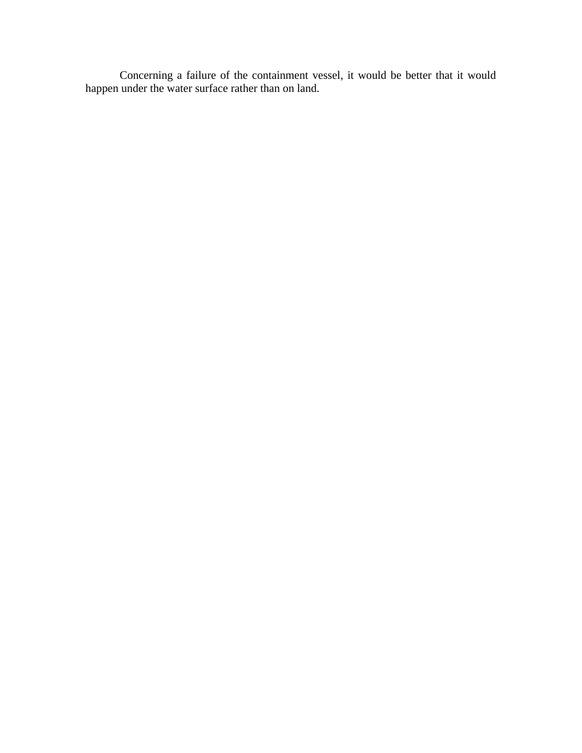Concerning a failure of the containment vessel, it would be better that it would happen under the water surface rather than on land.